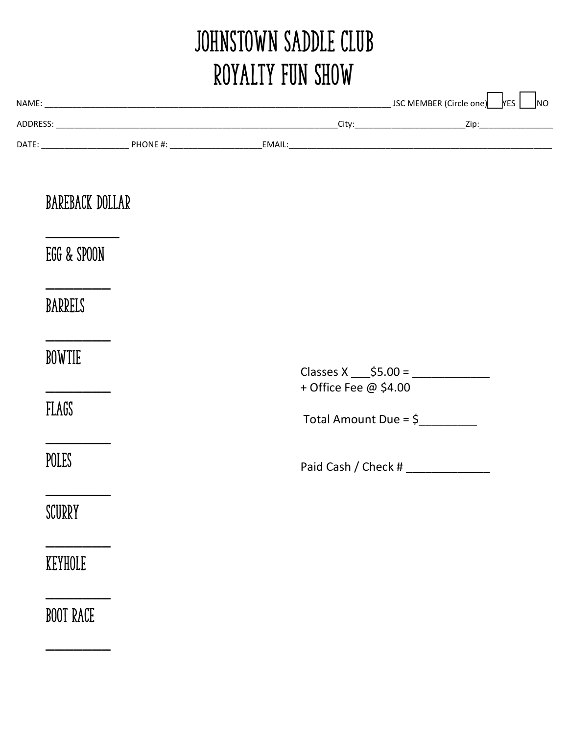# JOHNSTOWN SADDLE CLUB
# ROYALTY FUN SHOW

NAME: ______________________________________________________________________________ JSC MEMBER (Circle one) ☐ YES ☐ NO

ADDRESS: _______________________________________________________________City:________________________Zip:________________

DATE: ___________________ PHONE #: ____________________EMAIL:___________________________________________________________

BAREBACK DOLLAR

__________

EGG & SPOON

__________

BARRELS

__________

BOWTIE

__________

FLAGS

__________

POLES

__________

SCURRY

__________

KEYHOLE

__________

BOOT RACE

__________

Classes X ___$5.00 = ____________
+ Office Fee @ $4.00

Total Amount Due = $_________

Paid Cash / Check # _____________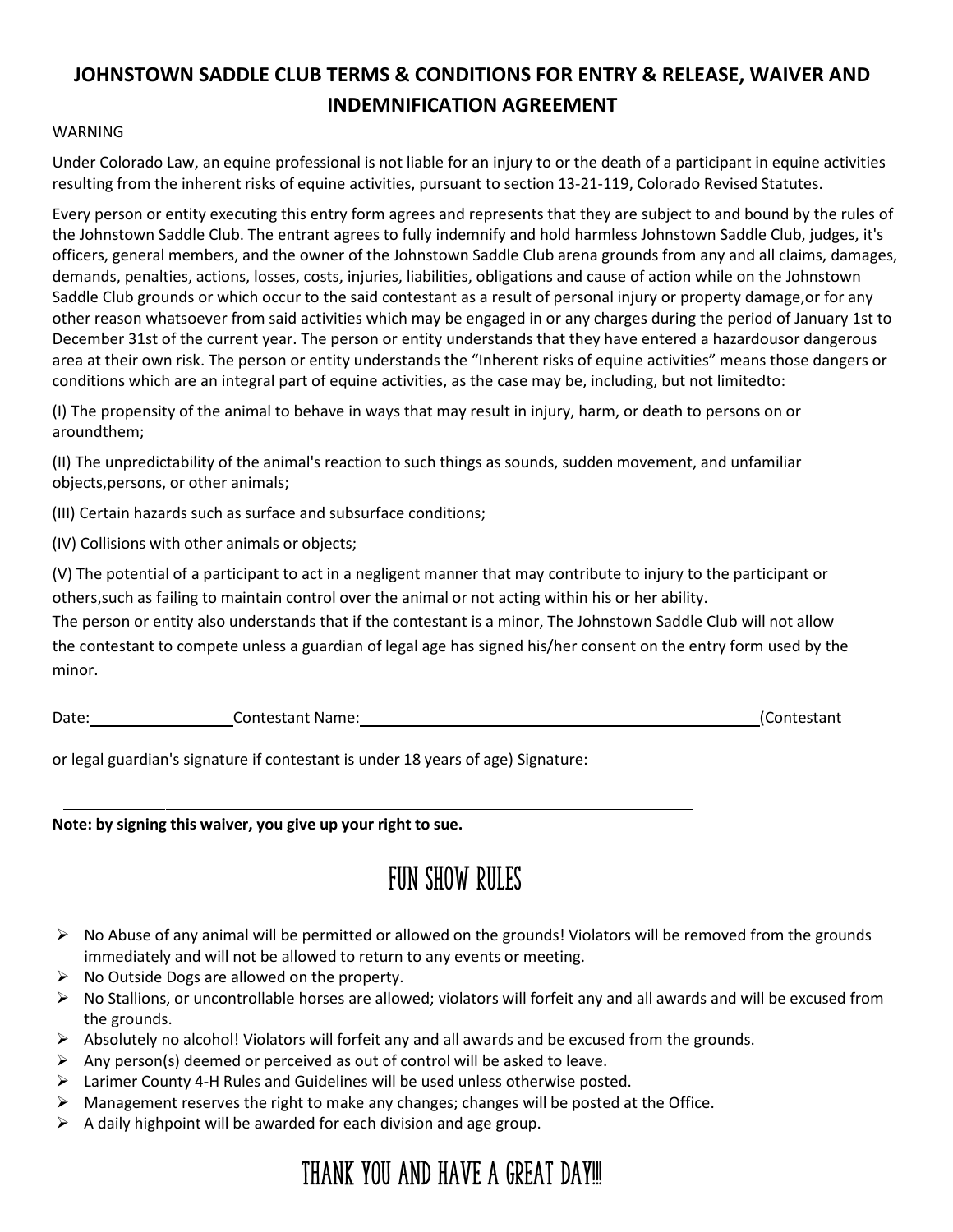# JOHNSTOWN SADDLE CLUB TERMS & CONDITIONS FOR ENTRY & RELEASE, WAIVER AND INDEMNIFICATION AGREEMENT

WARNING

Under Colorado Law, an equine professional is not liable for an injury to or the death of a participant in equine activities resulting from the inherent risks of equine activities, pursuant to section 13-21-119, Colorado Revised Statutes.

Every person or entity executing this entry form agrees and represents that they are subject to and bound by the rules of the Johnstown Saddle Club. The entrant agrees to fully indemnify and hold harmless Johnstown Saddle Club, judges, it's officers, general members, and the owner of the Johnstown Saddle Club arena grounds from any and all claims, damages, demands, penalties, actions, losses, costs, injuries, liabilities, obligations and cause of action while on the Johnstown Saddle Club grounds or which occur to the said contestant as a result of personal injury or property damage,or for any other reason whatsoever from said activities which may be engaged in or any charges during the period of January 1st to December 31st of the current year. The person or entity understands that they have entered a hazardousor dangerous area at their own risk. The person or entity understands the "Inherent risks of equine activities" means those dangers or conditions which are an integral part of equine activities, as the case may be, including, but not limitedto:

(I) The propensity of the animal to behave in ways that may result in injury, harm, or death to persons on or aroundthem;

(II) The unpredictability of the animal's reaction to such things as sounds, sudden movement, and unfamiliar objects,persons, or other animals;

(III) Certain hazards such as surface and subsurface conditions;

(IV) Collisions with other animals or objects;

(V) The potential of a participant to act in a negligent manner that may contribute to injury to the participant or others,such as failing to maintain control over the animal or not acting within his or her ability.

The person or entity also understands that if the contestant is a minor, The Johnstown Saddle Club will not allow the contestant to compete unless a guardian of legal age has signed his/her consent on the entry form used by the minor.

Date:________________ Contestant Name:_______________________________________________(Contestant

or legal guardian's signature if contestant is under 18 years of age) Signature:

_________________________________________________________________

**Note: by signing this waiver, you give up your right to sue.**

## FUN SHOW RULES

- No Abuse of any animal will be permitted or allowed on the grounds! Violators will be removed from the grounds immediately and will not be allowed to return to any events or meeting.
- No Outside Dogs are allowed on the property.
- No Stallions, or uncontrollable horses are allowed; violators will forfeit any and all awards and will be excused from the grounds.
- Absolutely no alcohol! Violators will forfeit any and all awards and be excused from the grounds.
- Any person(s) deemed or perceived as out of control will be asked to leave.
- Larimer County 4-H Rules and Guidelines will be used unless otherwise posted.
- Management reserves the right to make any changes; changes will be posted at the Office.
- A daily highpoint will be awarded for each division and age group.

## THANK YOU AND HAVE A GREAT DAY!!!